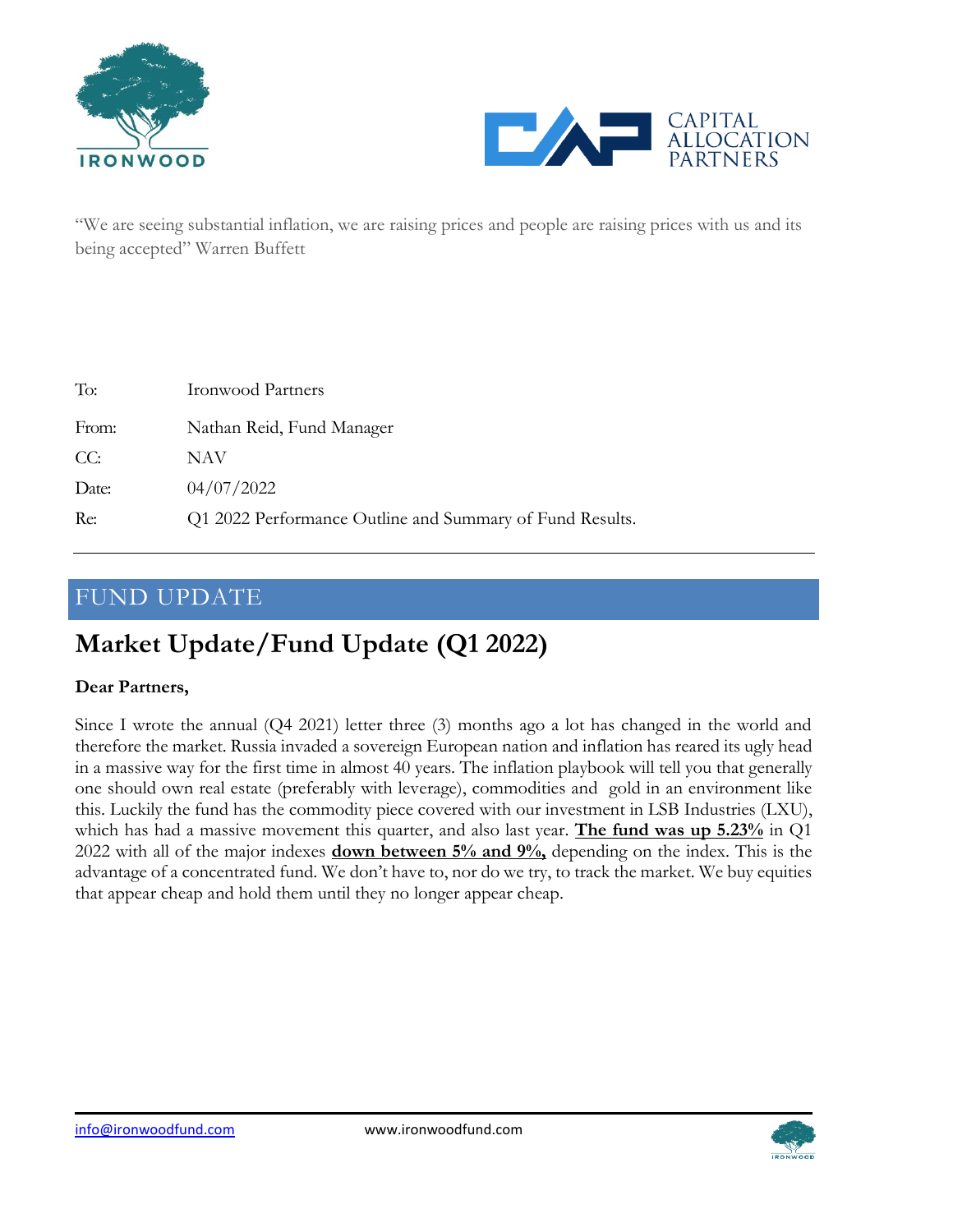"We are seeing substantial inflation, we are raising prices and people are raising prices with us and its being accepted" Warren Buffett

| | |
|---|---|
| To: | Ironwood Partners |
| From: | Nathan Reid, Fund Manager |
| CC: | NAV |
| Date: | 04/07/2022 |
| Re: | Q1 2022 Performance Outline and Summary of Fund Results. |

# FUND UPDATE

## Market Update/Fund Update (Q1 2022)

**Dear Partners,**

Since I wrote the annual (Q4 2021) letter three (3) months ago a lot has changed in the world and therefore the market. Russia invaded a sovereign European nation and inflation has reared its ugly head in a massive way for the first time in almost 40 years. The inflation playbook will tell you that generally one should own real estate (preferably with leverage), commodities and gold in an environment like this. Luckily the fund has the commodity piece covered with our investment in LSB Industries (LXU), which has had a massive movement this quarter, and also last year. **The fund was up 5.23%** in Q1 2022 with all of the major indexes **down between 5% and 9%,** depending on the index. This is the advantage of a concentrated fund. We don't have to, nor do we try, to track the market. We buy equities that appear cheap and hold them until they no longer appear cheap.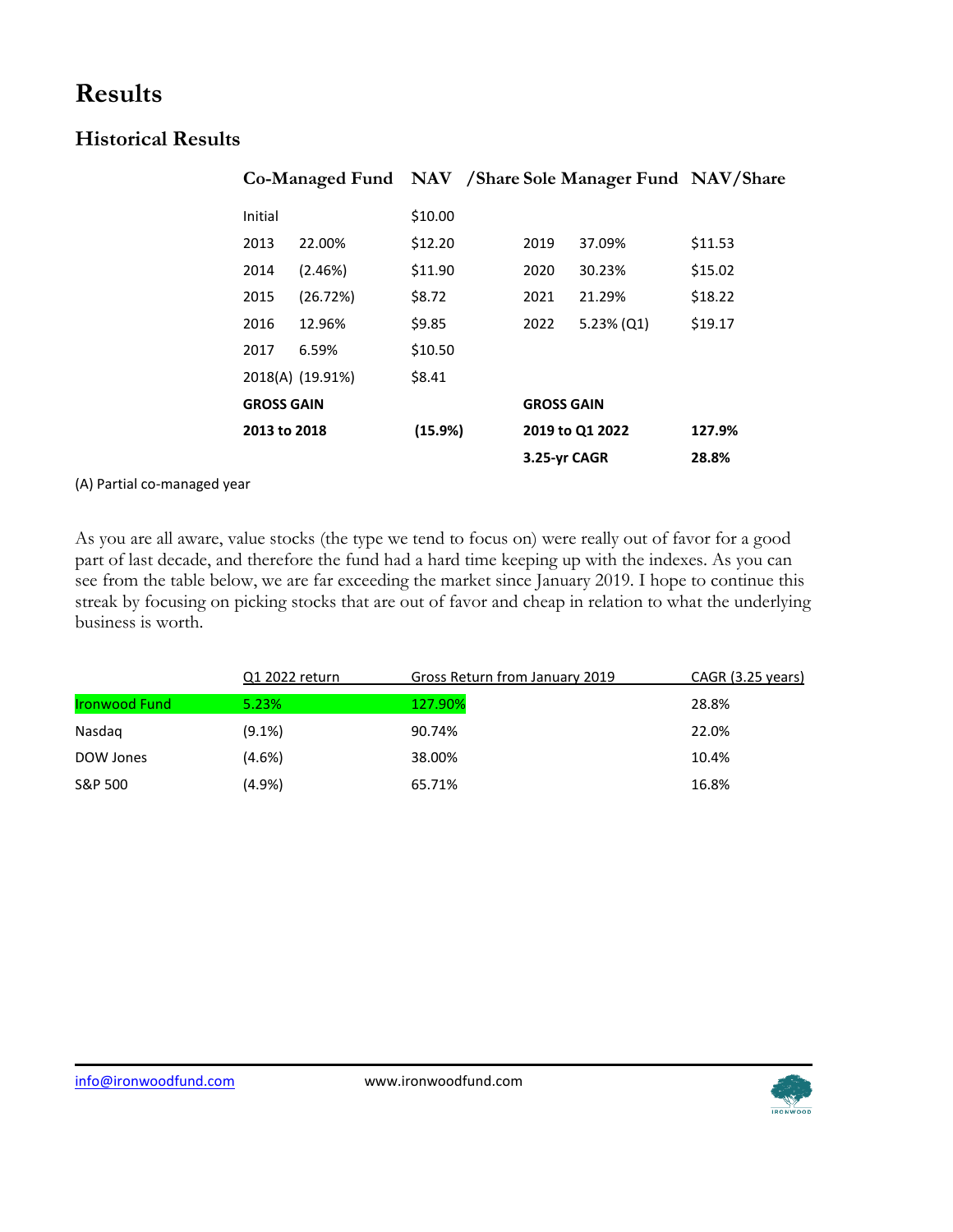# Results

## Historical Results

| Co-Managed Fund | | NAV /Share | Sole Manager Fund | | NAV/Share |
|---|---|---|---|---|---|
| Initial | | $10.00 | | | |
| 2013 | 22.00% | $12.20 | 2019 | 37.09% | $11.53 |
| 2014 | (2.46%) | $11.90 | 2020 | 30.23% | $15.02 |
| 2015 | (26.72%) | $8.72 | 2021 | 21.29% | $18.22 |
| 2016 | 12.96% | $9.85 | 2022 | 5.23% (Q1) | $19.17 |
| 2017 | 6.59% | $10.50 | | | |
| 2018(A) | (19.91%) | $8.41 | | | |
| **GROSS GAIN** | | | **GROSS GAIN** | | |
| **2013 to 2018** | | **(15.9%)** | **2019 to Q1 2022** | | **127.9%** |
| | | | **3.25-yr CAGR** | | **28.8%** |

(A) Partial co-managed year

As you are all aware, value stocks (the type we tend to focus on) were really out of favor for a good part of last decade, and therefore the fund had a hard time keeping up with the indexes. As you can see from the table below, we are far exceeding the market since January 2019. I hope to continue this streak by focusing on picking stocks that are out of favor and cheap in relation to what the underlying business is worth.

| | Q1 2022 return | Gross Return from January 2019 | CAGR (3.25 years) |
|---|---|---|---|
| Ironwood Fund | 5.23% | 127.90% | 28.8% |
| Nasdaq | (9.1%) | 90.74% | 22.0% |
| DOW Jones | (4.6%) | 38.00% | 10.4% |
| S&P 500 | (4.9%) | 65.71% | 16.8% |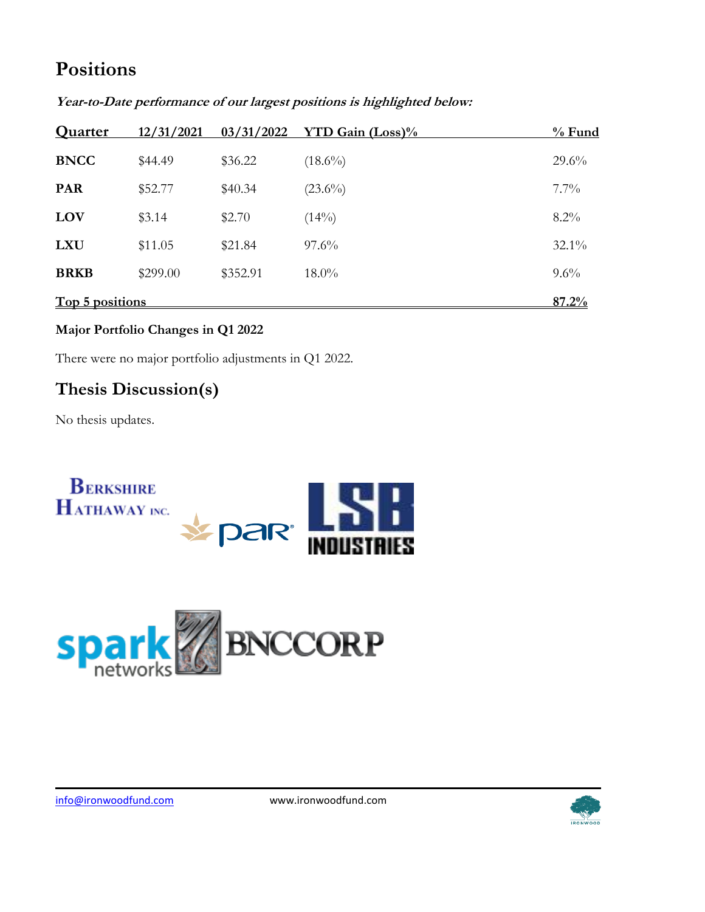## Positions

***Year-to-Date performance of our largest positions is highlighted below:***

| Quarter | 12/31/2021 | 03/31/2022 | YTD Gain (Loss)% | % Fund |
|---|---|---|---|---|
| **BNCC** | $44.49 | $36.22 | (18.6%) | 29.6% |
| **PAR** | $52.77 | $40.34 | (23.6%) | 7.7% |
| **LOV** | $3.14 | $2.70 | (14%) | 8.2% |
| **LXU** | $11.05 | $21.84 | 97.6% | 32.1% |
| **BRKB** | $299.00 | $352.91 | 18.0% | 9.6% |
| **Top 5 positions** | | | | **87.2%** |

**Major Portfolio Changes in Q1 2022**

There were no major portfolio adjustments in Q1 2022.

## Thesis Discussion(s)

No thesis updates.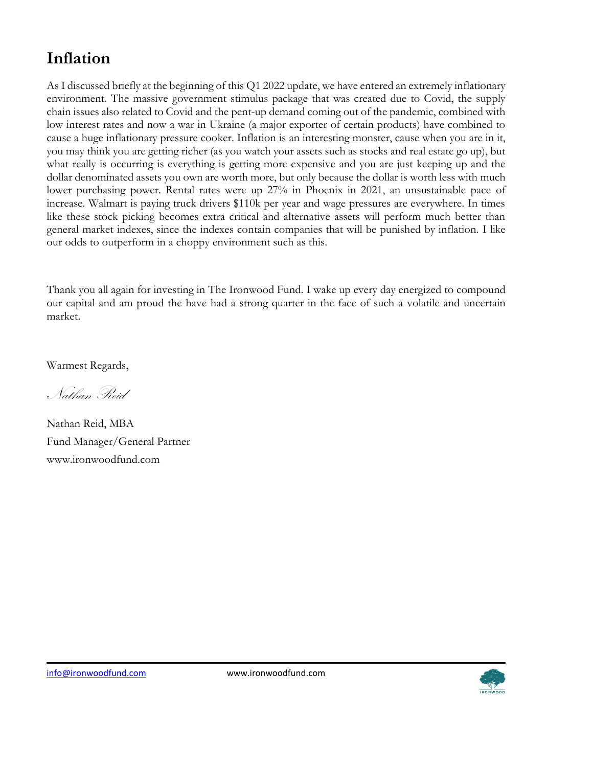# Inflation

As I discussed briefly at the beginning of this Q1 2022 update, we have entered an extremely inflationary environment. The massive government stimulus package that was created due to Covid, the supply chain issues also related to Covid and the pent-up demand coming out of the pandemic, combined with low interest rates and now a war in Ukraine (a major exporter of certain products) have combined to cause a huge inflationary pressure cooker. Inflation is an interesting monster, cause when you are in it, you may think you are getting richer (as you watch your assets such as stocks and real estate go up), but what really is occurring is everything is getting more expensive and you are just keeping up and the dollar denominated assets you own are worth more, but only because the dollar is worth less with much lower purchasing power. Rental rates were up 27% in Phoenix in 2021, an unsustainable pace of increase. Walmart is paying truck drivers $110k per year and wage pressures are everywhere. In times like these stock picking becomes extra critical and alternative assets will perform much better than general market indexes, since the indexes contain companies that will be punished by inflation. I like our odds to outperform in a choppy environment such as this.

Thank you all again for investing in The Ironwood Fund. I wake up every day energized to compound our capital and am proud the have had a strong quarter in the face of such a volatile and uncertain market.

Warmest Regards,

*Nathan Reid*

Nathan Reid, MBA

Fund Manager/General Partner

www.ironwoodfund.com